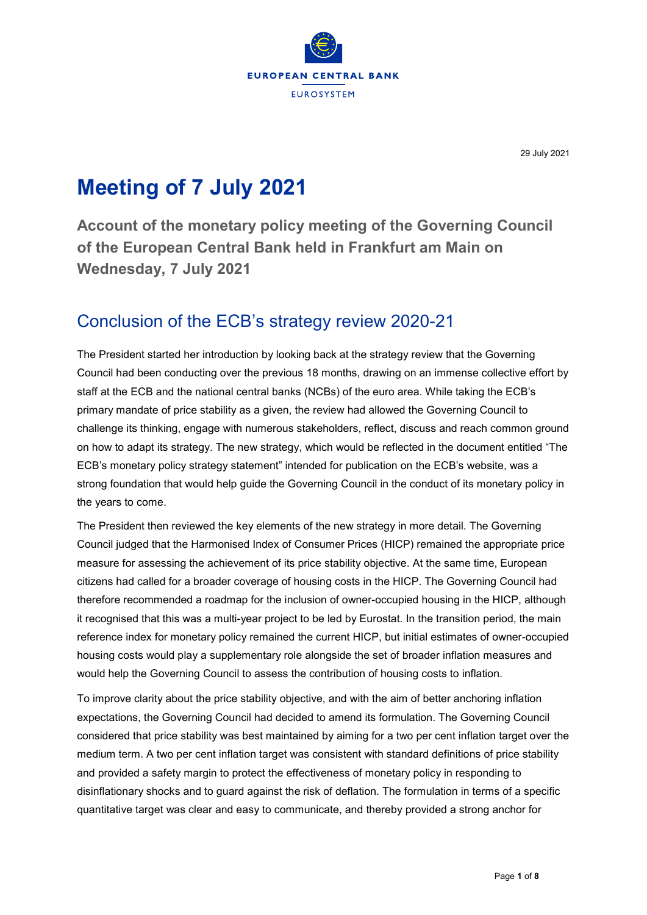EUROPEAN CENTRAL BANK

EUROSYSTEM

29 July 2021

# Meeting of 7 July 2021

### Account of the monetary policy meeting of the Governing Council of the European Central Bank held in Frankfurt am Main on Wednesday, 7 July 2021

## Conclusion of the ECB's strategy review 2020-21

The President started her introduction by looking back at the strategy review that the Governing Council had been conducting over the previous 18 months, drawing on an immense collective effort by staff at the ECB and the national central banks (NCBs) of the euro area. While taking the ECB's primary mandate of price stability as a given, the review had allowed the Governing Council to challenge its thinking, engage with numerous stakeholders, reflect, discuss and reach common ground on how to adapt its strategy. The new strategy, which would be reflected in the document entitled "The ECB's monetary policy strategy statement" intended for publication on the ECB's website, was a strong foundation that would help guide the Governing Council in the conduct of its monetary policy in the years to come.

The President then reviewed the key elements of the new strategy in more detail. The Governing Council judged that the Harmonised Index of Consumer Prices (HICP) remained the appropriate price measure for assessing the achievement of its price stability objective. At the same time, European citizens had called for a broader coverage of housing costs in the HICP. The Governing Council had therefore recommended a roadmap for the inclusion of owner-occupied housing in the HICP, although it recognised that this was a multi-year project to be led by Eurostat. In the transition period, the main reference index for monetary policy remained the current HICP, but initial estimates of owner-occupied housing costs would play a supplementary role alongside the set of broader inflation measures and would help the Governing Council to assess the contribution of housing costs to inflation.

To improve clarity about the price stability objective, and with the aim of better anchoring inflation expectations, the Governing Council had decided to amend its formulation. The Governing Council considered that price stability was best maintained by aiming for a two per cent inflation target over the medium term. A two per cent inflation target was consistent with standard definitions of price stability and provided a safety margin to protect the effectiveness of monetary policy in responding to disinflationary shocks and to guard against the risk of deflation. The formulation in terms of a specific quantitative target was clear and easy to communicate, and thereby provided a strong anchor for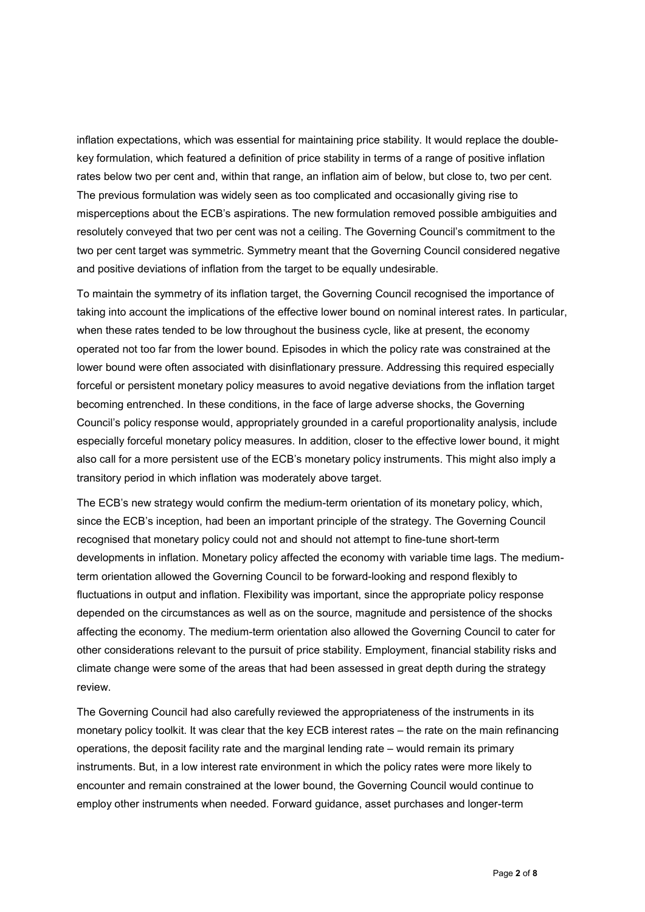inflation expectations, which was essential for maintaining price stability. It would replace the double-key formulation, which featured a definition of price stability in terms of a range of positive inflation rates below two per cent and, within that range, an inflation aim of below, but close to, two per cent. The previous formulation was widely seen as too complicated and occasionally giving rise to misperceptions about the ECB's aspirations. The new formulation removed possible ambiguities and resolutely conveyed that two per cent was not a ceiling. The Governing Council's commitment to the two per cent target was symmetric. Symmetry meant that the Governing Council considered negative and positive deviations of inflation from the target to be equally undesirable.

To maintain the symmetry of its inflation target, the Governing Council recognised the importance of taking into account the implications of the effective lower bound on nominal interest rates. In particular, when these rates tended to be low throughout the business cycle, like at present, the economy operated not too far from the lower bound. Episodes in which the policy rate was constrained at the lower bound were often associated with disinflationary pressure. Addressing this required especially forceful or persistent monetary policy measures to avoid negative deviations from the inflation target becoming entrenched. In these conditions, in the face of large adverse shocks, the Governing Council's policy response would, appropriately grounded in a careful proportionality analysis, include especially forceful monetary policy measures. In addition, closer to the effective lower bound, it might also call for a more persistent use of the ECB's monetary policy instruments. This might also imply a transitory period in which inflation was moderately above target.

The ECB's new strategy would confirm the medium-term orientation of its monetary policy, which, since the ECB's inception, had been an important principle of the strategy. The Governing Council recognised that monetary policy could not and should not attempt to fine-tune short-term developments in inflation. Monetary policy affected the economy with variable time lags. The medium-term orientation allowed the Governing Council to be forward-looking and respond flexibly to fluctuations in output and inflation. Flexibility was important, since the appropriate policy response depended on the circumstances as well as on the source, magnitude and persistence of the shocks affecting the economy. The medium-term orientation also allowed the Governing Council to cater for other considerations relevant to the pursuit of price stability. Employment, financial stability risks and climate change were some of the areas that had been assessed in great depth during the strategy review.

The Governing Council had also carefully reviewed the appropriateness of the instruments in its monetary policy toolkit. It was clear that the key ECB interest rates – the rate on the main refinancing operations, the deposit facility rate and the marginal lending rate – would remain its primary instruments. But, in a low interest rate environment in which the policy rates were more likely to encounter and remain constrained at the lower bound, the Governing Council would continue to employ other instruments when needed. Forward guidance, asset purchases and longer-term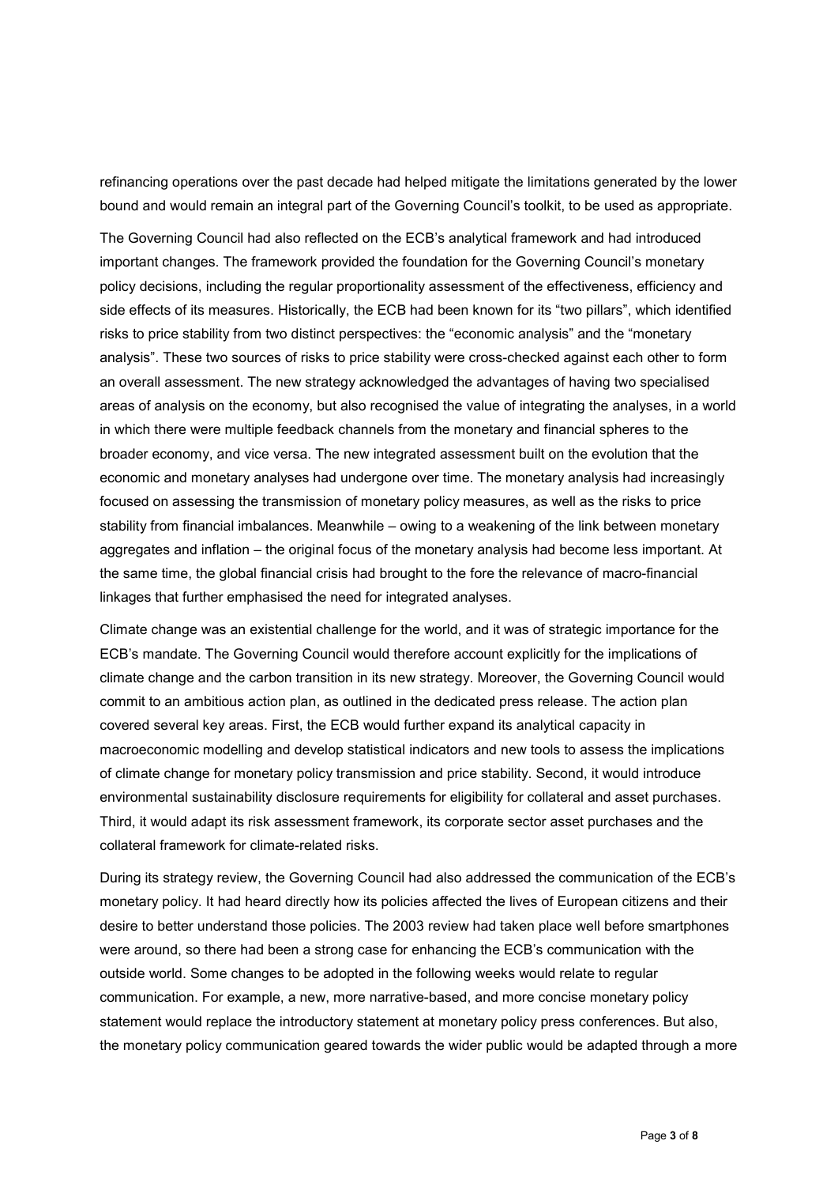refinancing operations over the past decade had helped mitigate the limitations generated by the lower bound and would remain an integral part of the Governing Council's toolkit, to be used as appropriate.

The Governing Council had also reflected on the ECB's analytical framework and had introduced important changes. The framework provided the foundation for the Governing Council's monetary policy decisions, including the regular proportionality assessment of the effectiveness, efficiency and side effects of its measures. Historically, the ECB had been known for its "two pillars", which identified risks to price stability from two distinct perspectives: the "economic analysis" and the "monetary analysis". These two sources of risks to price stability were cross-checked against each other to form an overall assessment. The new strategy acknowledged the advantages of having two specialised areas of analysis on the economy, but also recognised the value of integrating the analyses, in a world in which there were multiple feedback channels from the monetary and financial spheres to the broader economy, and vice versa. The new integrated assessment built on the evolution that the economic and monetary analyses had undergone over time. The monetary analysis had increasingly focused on assessing the transmission of monetary policy measures, as well as the risks to price stability from financial imbalances. Meanwhile – owing to a weakening of the link between monetary aggregates and inflation – the original focus of the monetary analysis had become less important. At the same time, the global financial crisis had brought to the fore the relevance of macro-financial linkages that further emphasised the need for integrated analyses.

Climate change was an existential challenge for the world, and it was of strategic importance for the ECB's mandate. The Governing Council would therefore account explicitly for the implications of climate change and the carbon transition in its new strategy. Moreover, the Governing Council would commit to an ambitious action plan, as outlined in the dedicated press release. The action plan covered several key areas. First, the ECB would further expand its analytical capacity in macroeconomic modelling and develop statistical indicators and new tools to assess the implications of climate change for monetary policy transmission and price stability. Second, it would introduce environmental sustainability disclosure requirements for eligibility for collateral and asset purchases. Third, it would adapt its risk assessment framework, its corporate sector asset purchases and the collateral framework for climate-related risks.

During its strategy review, the Governing Council had also addressed the communication of the ECB's monetary policy. It had heard directly how its policies affected the lives of European citizens and their desire to better understand those policies. The 2003 review had taken place well before smartphones were around, so there had been a strong case for enhancing the ECB's communication with the outside world. Some changes to be adopted in the following weeks would relate to regular communication. For example, a new, more narrative-based, and more concise monetary policy statement would replace the introductory statement at monetary policy press conferences. But also, the monetary policy communication geared towards the wider public would be adapted through a more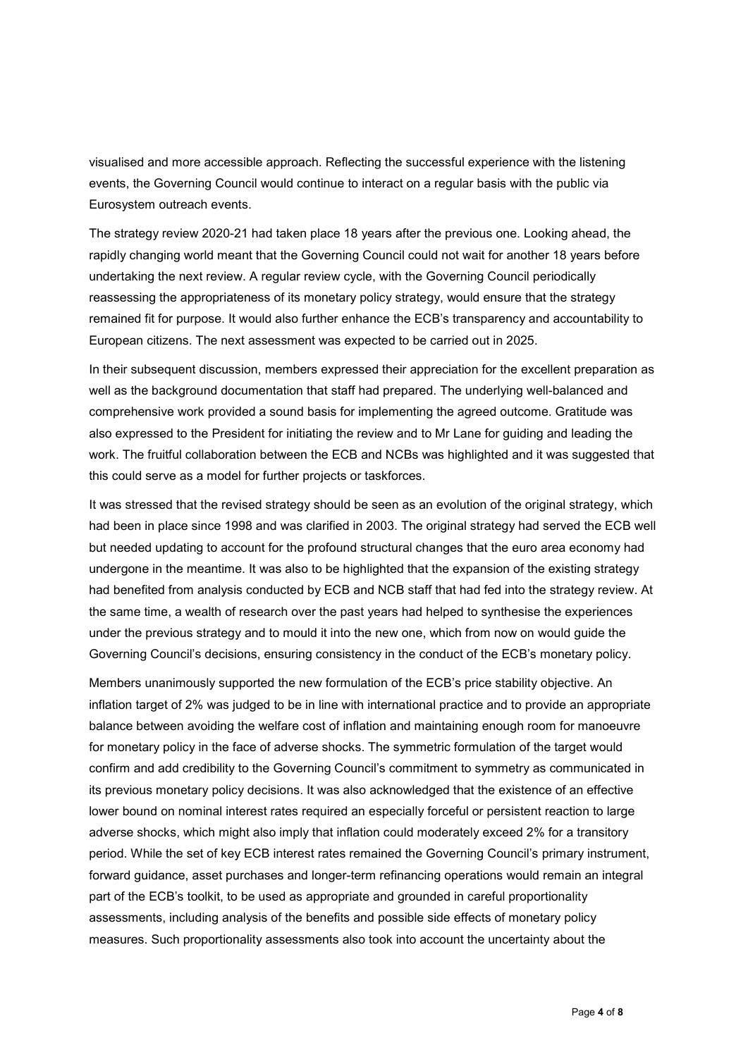visualised and more accessible approach. Reflecting the successful experience with the listening events, the Governing Council would continue to interact on a regular basis with the public via Eurosystem outreach events.

The strategy review 2020-21 had taken place 18 years after the previous one. Looking ahead, the rapidly changing world meant that the Governing Council could not wait for another 18 years before undertaking the next review. A regular review cycle, with the Governing Council periodically reassessing the appropriateness of its monetary policy strategy, would ensure that the strategy remained fit for purpose. It would also further enhance the ECB's transparency and accountability to European citizens. The next assessment was expected to be carried out in 2025.

In their subsequent discussion, members expressed their appreciation for the excellent preparation as well as the background documentation that staff had prepared. The underlying well-balanced and comprehensive work provided a sound basis for implementing the agreed outcome. Gratitude was also expressed to the President for initiating the review and to Mr Lane for guiding and leading the work. The fruitful collaboration between the ECB and NCBs was highlighted and it was suggested that this could serve as a model for further projects or taskforces.

It was stressed that the revised strategy should be seen as an evolution of the original strategy, which had been in place since 1998 and was clarified in 2003. The original strategy had served the ECB well but needed updating to account for the profound structural changes that the euro area economy had undergone in the meantime. It was also to be highlighted that the expansion of the existing strategy had benefited from analysis conducted by ECB and NCB staff that had fed into the strategy review. At the same time, a wealth of research over the past years had helped to synthesise the experiences under the previous strategy and to mould it into the new one, which from now on would guide the Governing Council's decisions, ensuring consistency in the conduct of the ECB's monetary policy.

Members unanimously supported the new formulation of the ECB's price stability objective. An inflation target of 2% was judged to be in line with international practice and to provide an appropriate balance between avoiding the welfare cost of inflation and maintaining enough room for manoeuvre for monetary policy in the face of adverse shocks. The symmetric formulation of the target would confirm and add credibility to the Governing Council's commitment to symmetry as communicated in its previous monetary policy decisions. It was also acknowledged that the existence of an effective lower bound on nominal interest rates required an especially forceful or persistent reaction to large adverse shocks, which might also imply that inflation could moderately exceed 2% for a transitory period. While the set of key ECB interest rates remained the Governing Council's primary instrument, forward guidance, asset purchases and longer-term refinancing operations would remain an integral part of the ECB's toolkit, to be used as appropriate and grounded in careful proportionality assessments, including analysis of the benefits and possible side effects of monetary policy measures. Such proportionality assessments also took into account the uncertainty about the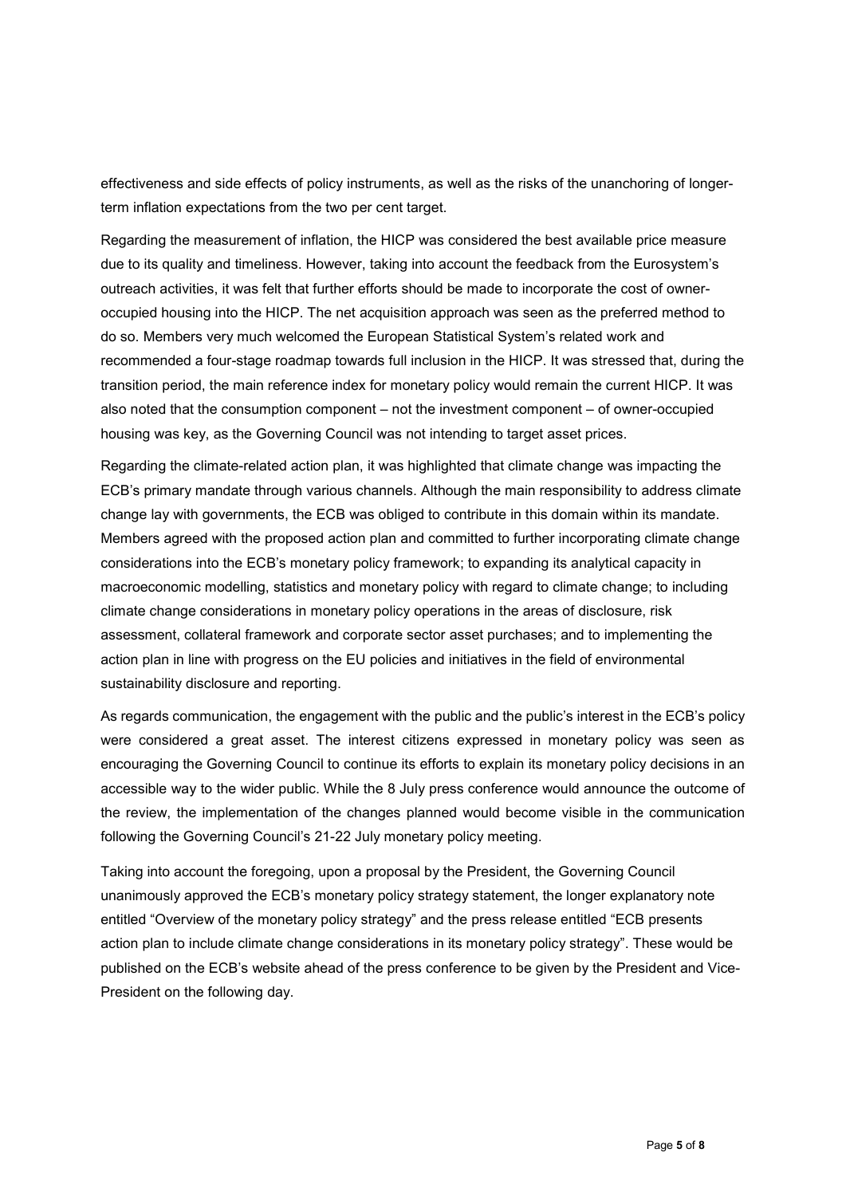effectiveness and side effects of policy instruments, as well as the risks of the unanchoring of longer-term inflation expectations from the two per cent target.

Regarding the measurement of inflation, the HICP was considered the best available price measure due to its quality and timeliness. However, taking into account the feedback from the Eurosystem's outreach activities, it was felt that further efforts should be made to incorporate the cost of owner-occupied housing into the HICP. The net acquisition approach was seen as the preferred method to do so. Members very much welcomed the European Statistical System's related work and recommended a four-stage roadmap towards full inclusion in the HICP. It was stressed that, during the transition period, the main reference index for monetary policy would remain the current HICP. It was also noted that the consumption component – not the investment component – of owner-occupied housing was key, as the Governing Council was not intending to target asset prices.

Regarding the climate-related action plan, it was highlighted that climate change was impacting the ECB's primary mandate through various channels. Although the main responsibility to address climate change lay with governments, the ECB was obliged to contribute in this domain within its mandate. Members agreed with the proposed action plan and committed to further incorporating climate change considerations into the ECB's monetary policy framework; to expanding its analytical capacity in macroeconomic modelling, statistics and monetary policy with regard to climate change; to including climate change considerations in monetary policy operations in the areas of disclosure, risk assessment, collateral framework and corporate sector asset purchases; and to implementing the action plan in line with progress on the EU policies and initiatives in the field of environmental sustainability disclosure and reporting.

As regards communication, the engagement with the public and the public's interest in the ECB's policy were considered a great asset. The interest citizens expressed in monetary policy was seen as encouraging the Governing Council to continue its efforts to explain its monetary policy decisions in an accessible way to the wider public. While the 8 July press conference would announce the outcome of the review, the implementation of the changes planned would become visible in the communication following the Governing Council's 21-22 July monetary policy meeting.

Taking into account the foregoing, upon a proposal by the President, the Governing Council unanimously approved the ECB's monetary policy strategy statement, the longer explanatory note entitled "Overview of the monetary policy strategy" and the press release entitled "ECB presents action plan to include climate change considerations in its monetary policy strategy". These would be published on the ECB's website ahead of the press conference to be given by the President and Vice-President on the following day.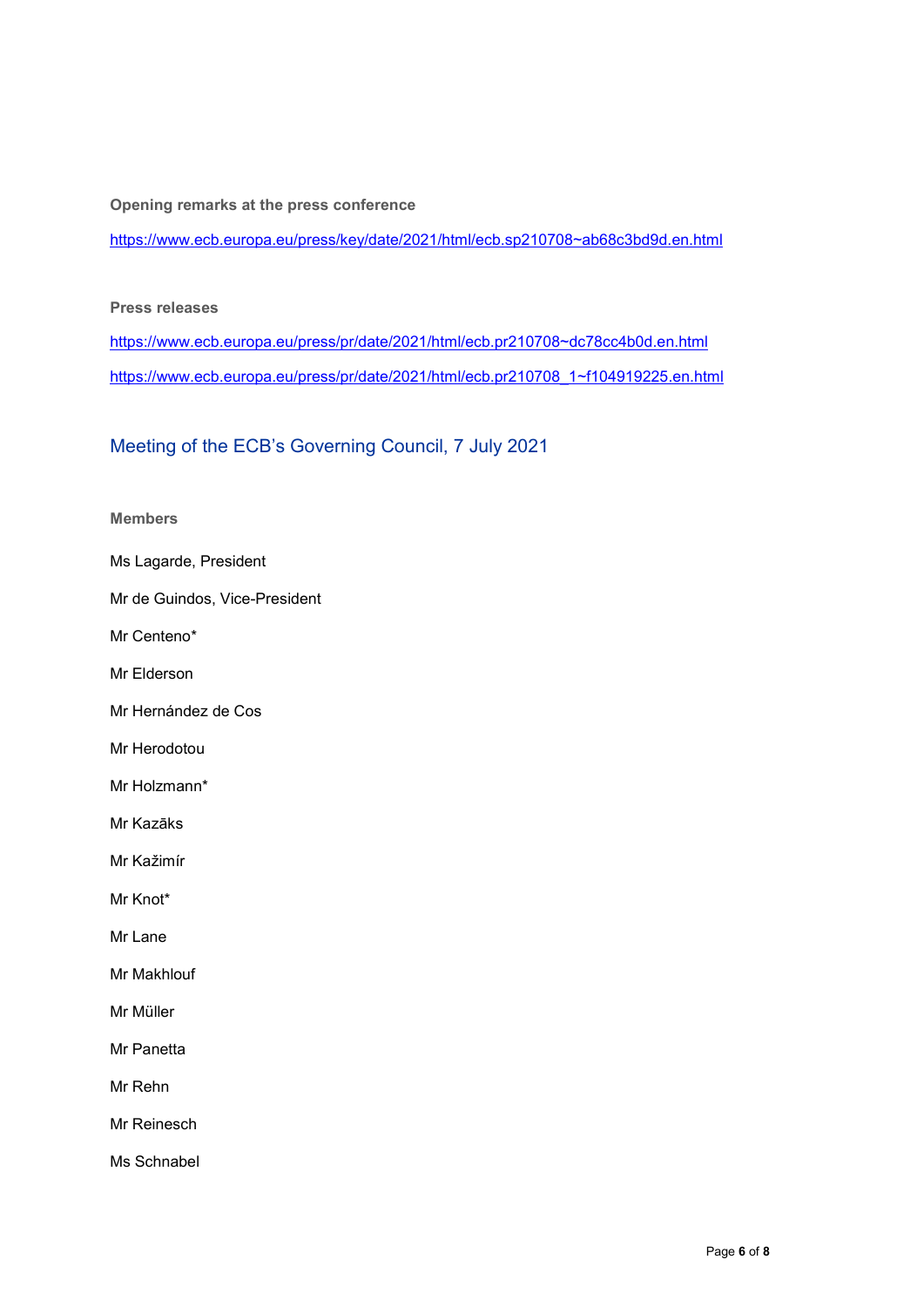**Opening remarks at the press conference**

https://www.ecb.europa.eu/press/key/date/2021/html/ecb.sp210708~ab68c3bd9d.en.html

**Press releases**

https://www.ecb.europa.eu/press/pr/date/2021/html/ecb.pr210708~dc78cc4b0d.en.html

https://www.ecb.europa.eu/press/pr/date/2021/html/ecb.pr210708_1~f104919225.en.html

## Meeting of the ECB's Governing Council, 7 July 2021

**Members**

Ms Lagarde, President

Mr de Guindos, Vice-President

Mr Centeno*

Mr Elderson

Mr Hernández de Cos

Mr Herodotou

Mr Holzmann*

Mr Kazāks

Mr Kažimír

Mr Knot*

Mr Lane

Mr Makhlouf

Mr Müller

Mr Panetta

Mr Rehn

Mr Reinesch

Ms Schnabel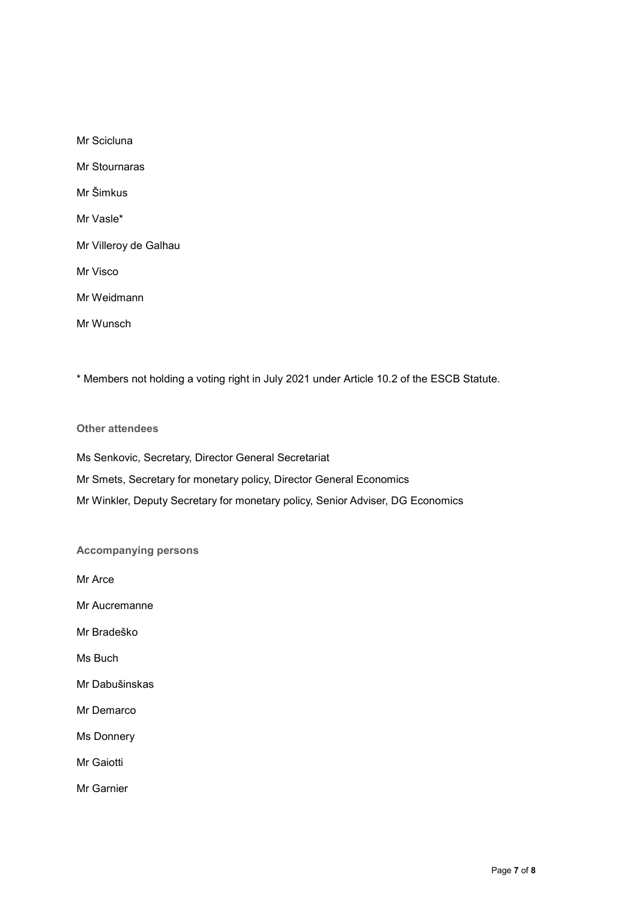Mr Scicluna

Mr Stournaras

Mr Šimkus

Mr Vasle*

Mr Villeroy de Galhau

Mr Visco

Mr Weidmann

Mr Wunsch

* Members not holding a voting right in July 2021 under Article 10.2 of the ESCB Statute.

### Other attendees

Ms Senkovic, Secretary, Director General Secretariat

Mr Smets, Secretary for monetary policy, Director General Economics

Mr Winkler, Deputy Secretary for monetary policy, Senior Adviser, DG Economics

### Accompanying persons

Mr Arce

Mr Aucremanne

Mr Bradeško

Ms Buch

Mr Dabušinskas

Mr Demarco

Ms Donnery

Mr Gaiotti

Mr Garnier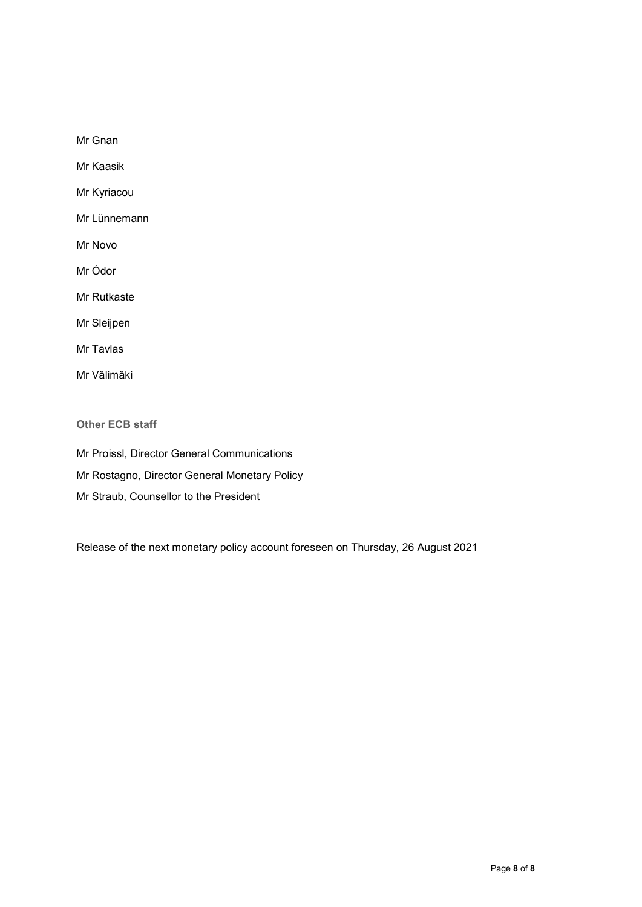Mr Gnan

Mr Kaasik

Mr Kyriacou

Mr Lünnemann

Mr Novo

Mr Ódor

Mr Rutkaste

Mr Sleijpen

Mr Tavlas

Mr Välimäki

**Other ECB staff**

Mr Proissl, Director General Communications

Mr Rostagno, Director General Monetary Policy

Mr Straub, Counsellor to the President

Release of the next monetary policy account foreseen on Thursday, 26 August 2021